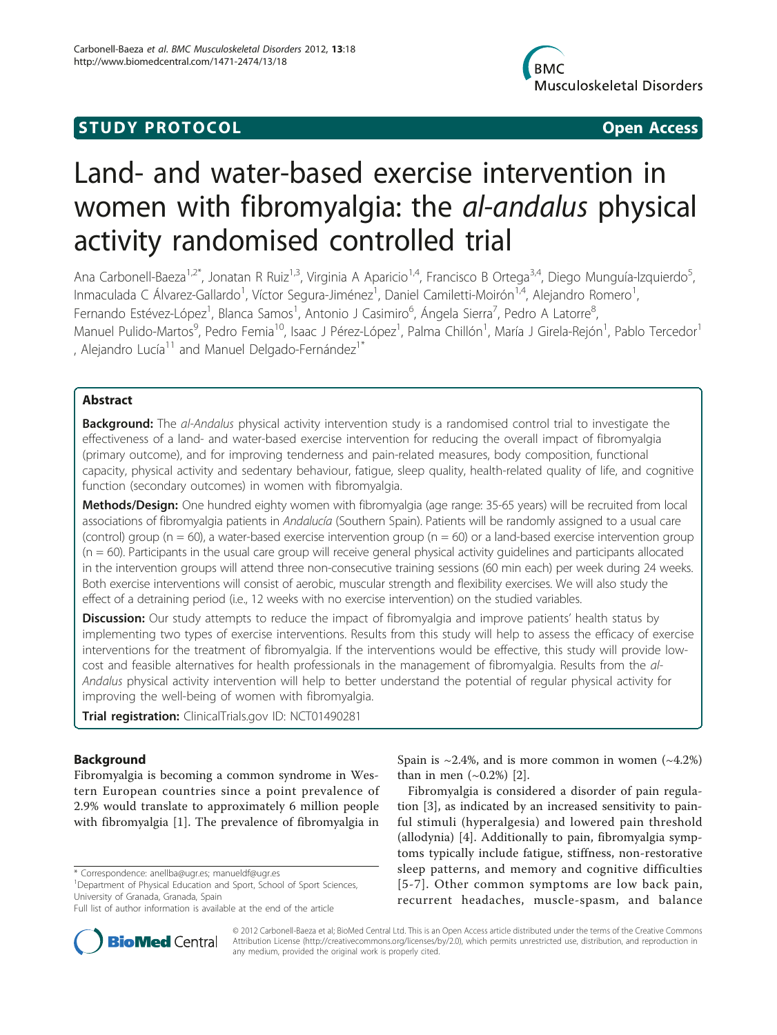STUDY PROTOCOL Open Access

# Land- and water-based exercise intervention in women with fibromyalgia: the *al-andalus* physical activity randomised controlled trial

Ana Carbonell-Baeza[1,2*], Jonatan R Ruiz[1,3], Virginia A Aparicio[1,4], Francisco B Ortega[3,4], Diego Munguía-Izquierdo[5], Inmaculada C Álvarez-Gallardo[1], Víctor Segura-Jiménez[1], Daniel Camiletti-Moirón[1,4], Alejandro Romero[1], Fernando Estévez-López[1], Blanca Samos[1], Antonio J Casimiro[6], Ángela Sierra[7], Pedro A Latorre[8], Manuel Pulido-Martos[9], Pedro Femia[10], Isaac J Pérez-López[1], Palma Chillón[1], María J Girela-Rejón[1], Pablo Tercedor[1], Alejandro Lucía[11] and Manuel Delgado-Fernández[1*]

## Abstract

**Background:** The *al-Andalus* physical activity intervention study is a randomised control trial to investigate the effectiveness of a land- and water-based exercise intervention for reducing the overall impact of fibromyalgia (primary outcome), and for improving tenderness and pain-related measures, body composition, functional capacity, physical activity and sedentary behaviour, fatigue, sleep quality, health-related quality of life, and cognitive function (secondary outcomes) in women with fibromyalgia.

**Methods/Design:** One hundred eighty women with fibromyalgia (age range: 35-65 years) will be recruited from local associations of fibromyalgia patients in *Andalucía* (Southern Spain). Patients will be randomly assigned to a usual care (control) group (n = 60), a water-based exercise intervention group (n = 60) or a land-based exercise intervention group (n = 60). Participants in the usual care group will receive general physical activity guidelines and participants allocated in the intervention groups will attend three non-consecutive training sessions (60 min each) per week during 24 weeks. Both exercise interventions will consist of aerobic, muscular strength and flexibility exercises. We will also study the effect of a detraining period (i.e., 12 weeks with no exercise intervention) on the studied variables.

**Discussion:** Our study attempts to reduce the impact of fibromyalgia and improve patients' health status by implementing two types of exercise interventions. Results from this study will help to assess the efficacy of exercise interventions for the treatment of fibromyalgia. If the interventions would be effective, this study will provide low-cost and feasible alternatives for health professionals in the management of fibromyalgia. Results from the *al-Andalus* physical activity intervention will help to better understand the potential of regular physical activity for improving the well-being of women with fibromyalgia.

**Trial registration:** ClinicalTrials.gov ID: NCT01490281

## Background

Fibromyalgia is becoming a common syndrome in Western European countries since a point prevalence of 2.9% would translate to approximately 6 million people with fibromyalgia [1]. The prevalence of fibromyalgia in Spain is ~2.4%, and is more common in women (~4.2%) than in men (~0.2%) [2].

Fibromyalgia is considered a disorder of pain regulation [3], as indicated by an increased sensitivity to painful stimuli (hyperalgesia) and lowered pain threshold (allodynia) [4]. Additionally to pain, fibromyalgia symptoms typically include fatigue, stiffness, non-restorative sleep patterns, and memory and cognitive difficulties [5-7]. Other common symptoms are low back pain, recurrent headaches, muscle-spasm, and balance

\* Correspondence: anellba@ugr.es; manueldf@ugr.es
[1]Department of Physical Education and Sport, School of Sport Sciences, University of Granada, Granada, Spain
Full list of author information is available at the end of the article

© 2012 Carbonell-Baeza et al; BioMed Central Ltd. This is an Open Access article distributed under the terms of the Creative Commons Attribution License (http://creativecommons.org/licenses/by/2.0), which permits unrestricted use, distribution, and reproduction in any medium, provided the original work is properly cited.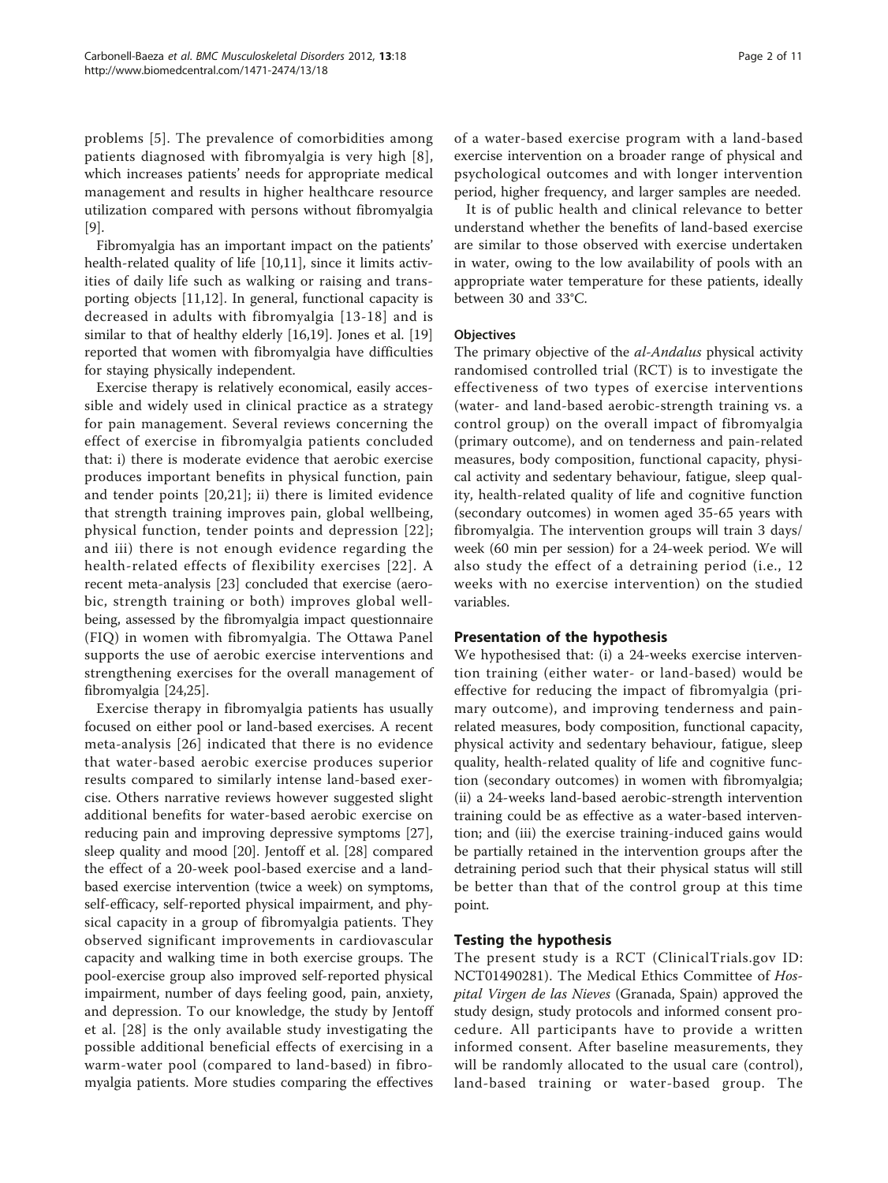problems [5]. The prevalence of comorbidities among patients diagnosed with fibromyalgia is very high [8], which increases patients' needs for appropriate medical management and results in higher healthcare resource utilization compared with persons without fibromyalgia [9].

Fibromyalgia has an important impact on the patients' health-related quality of life [10,11], since it limits activities of daily life such as walking or raising and transporting objects [11,12]. In general, functional capacity is decreased in adults with fibromyalgia [13-18] and is similar to that of healthy elderly [16,19]. Jones et al. [19] reported that women with fibromyalgia have difficulties for staying physically independent.

Exercise therapy is relatively economical, easily accessible and widely used in clinical practice as a strategy for pain management. Several reviews concerning the effect of exercise in fibromyalgia patients concluded that: i) there is moderate evidence that aerobic exercise produces important benefits in physical function, pain and tender points [20,21]; ii) there is limited evidence that strength training improves pain, global wellbeing, physical function, tender points and depression [22]; and iii) there is not enough evidence regarding the health-related effects of flexibility exercises [22]. A recent meta-analysis [23] concluded that exercise (aerobic, strength training or both) improves global wellbeing, assessed by the fibromyalgia impact questionnaire (FIQ) in women with fibromyalgia. The Ottawa Panel supports the use of aerobic exercise interventions and strengthening exercises for the overall management of fibromyalgia [24,25].

Exercise therapy in fibromyalgia patients has usually focused on either pool or land-based exercises. A recent meta-analysis [26] indicated that there is no evidence that water-based aerobic exercise produces superior results compared to similarly intense land-based exercise. Others narrative reviews however suggested slight additional benefits for water-based aerobic exercise on reducing pain and improving depressive symptoms [27], sleep quality and mood [20]. Jentoff et al. [28] compared the effect of a 20-week pool-based exercise and a land-based exercise intervention (twice a week) on symptoms, self-efficacy, self-reported physical impairment, and physical capacity in a group of fibromyalgia patients. They observed significant improvements in cardiovascular capacity and walking time in both exercise groups. The pool-exercise group also improved self-reported physical impairment, number of days feeling good, pain, anxiety, and depression. To our knowledge, the study by Jentoff et al. [28] is the only available study investigating the possible additional beneficial effects of exercising in a warm-water pool (compared to land-based) in fibromyalgia patients. More studies comparing the effectives of a water-based exercise program with a land-based exercise intervention on a broader range of physical and psychological outcomes and with longer intervention period, higher frequency, and larger samples are needed.

It is of public health and clinical relevance to better understand whether the benefits of land-based exercise are similar to those observed with exercise undertaken in water, owing to the low availability of pools with an appropriate water temperature for these patients, ideally between 30 and 33°C.

### Objectives

The primary objective of the *al-Andalus* physical activity randomised controlled trial (RCT) is to investigate the effectiveness of two types of exercise interventions (water- and land-based aerobic-strength training vs. a control group) on the overall impact of fibromyalgia (primary outcome), and on tenderness and pain-related measures, body composition, functional capacity, physical activity and sedentary behaviour, fatigue, sleep quality, health-related quality of life and cognitive function (secondary outcomes) in women aged 35-65 years with fibromyalgia. The intervention groups will train 3 days/week (60 min per session) for a 24-week period. We will also study the effect of a detraining period (i.e., 12 weeks with no exercise intervention) on the studied variables.

## Presentation of the hypothesis

We hypothesised that: (i) a 24-weeks exercise intervention training (either water- or land-based) would be effective for reducing the impact of fibromyalgia (primary outcome), and improving tenderness and pain-related measures, body composition, functional capacity, physical activity and sedentary behaviour, fatigue, sleep quality, health-related quality of life and cognitive function (secondary outcomes) in women with fibromyalgia; (ii) a 24-weeks land-based aerobic-strength intervention training could be as effective as a water-based intervention; and (iii) the exercise training-induced gains would be partially retained in the intervention groups after the detraining period such that their physical status will still be better than that of the control group at this time point.

## Testing the hypothesis

The present study is a RCT (ClinicalTrials.gov ID: NCT01490281). The Medical Ethics Committee of *Hospital Virgen de las Nieves* (Granada, Spain) approved the study design, study protocols and informed consent procedure. All participants have to provide a written informed consent. After baseline measurements, they will be randomly allocated to the usual care (control), land-based training or water-based group. The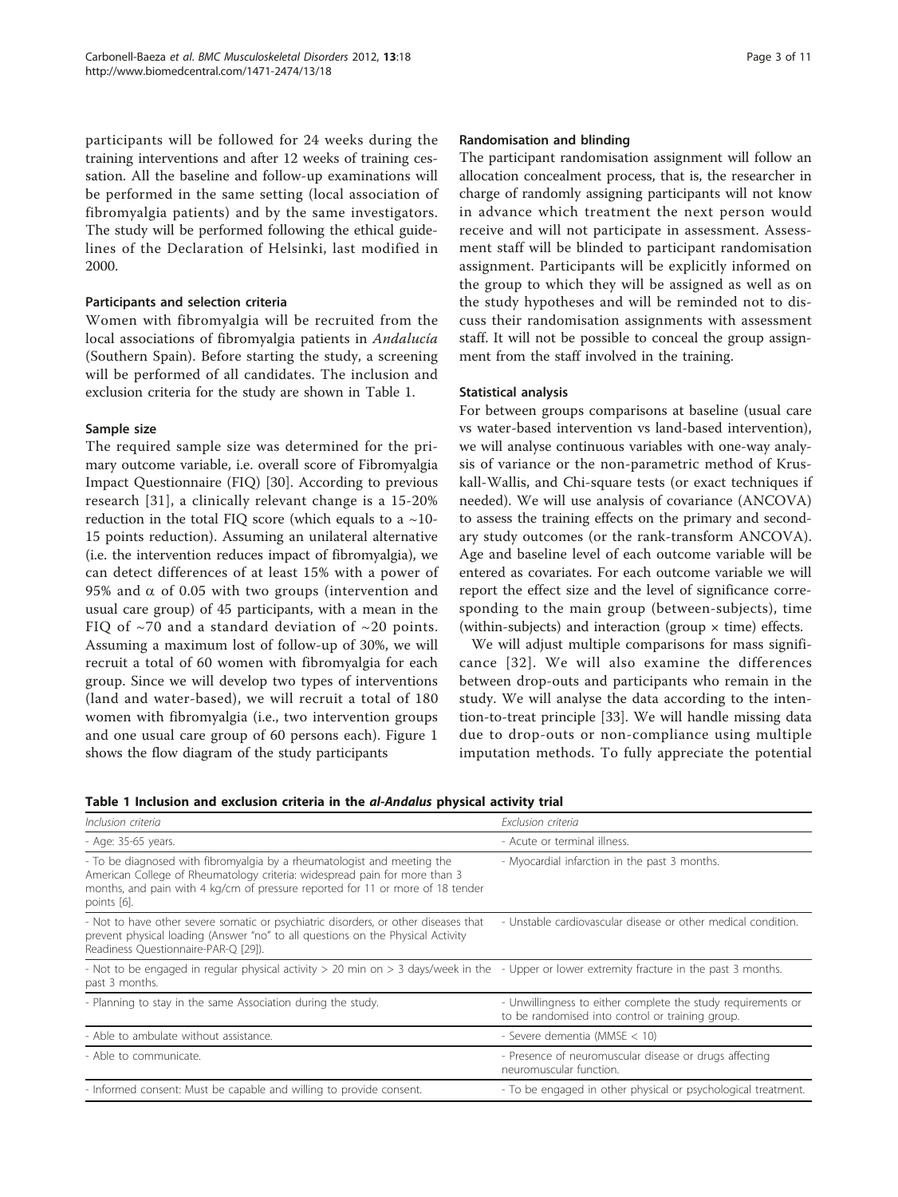participants will be followed for 24 weeks during the training interventions and after 12 weeks of training cessation. All the baseline and follow-up examinations will be performed in the same setting (local association of fibromyalgia patients) and by the same investigators. The study will be performed following the ethical guidelines of the Declaration of Helsinki, last modified in 2000.

### Participants and selection criteria

Women with fibromyalgia will be recruited from the local associations of fibromyalgia patients in *Andalucía* (Southern Spain). Before starting the study, a screening will be performed of all candidates. The inclusion and exclusion criteria for the study are shown in Table 1.

### Sample size

The required sample size was determined for the primary outcome variable, i.e. overall score of Fibromyalgia Impact Questionnaire (FIQ) [30]. According to previous research [31], a clinically relevant change is a 15-20% reduction in the total FIQ score (which equals to a ~10-15 points reduction). Assuming an unilateral alternative (i.e. the intervention reduces impact of fibromyalgia), we can detect differences of at least 15% with a power of 95% and $\alpha$ of 0.05 with two groups (intervention and usual care group) of 45 participants, with a mean in the FIQ of ~70 and a standard deviation of ~20 points. Assuming a maximum lost of follow-up of 30%, we will recruit a total of 60 women with fibromyalgia for each group. Since we will develop two types of interventions (land and water-based), we will recruit a total of 180 women with fibromyalgia (i.e., two intervention groups and one usual care group of 60 persons each). Figure 1 shows the flow diagram of the study participants

### Randomisation and blinding

The participant randomisation assignment will follow an allocation concealment process, that is, the researcher in charge of randomly assigning participants will not know in advance which treatment the next person would receive and will not participate in assessment. Assessment staff will be blinded to participant randomisation assignment. Participants will be explicitly informed on the group to which they will be assigned as well as on the study hypotheses and will be reminded not to discuss their randomisation assignments with assessment staff. It will not be possible to conceal the group assignment from the staff involved in the training.

### Statistical analysis

For between groups comparisons at baseline (usual care vs water-based intervention vs land-based intervention), we will analyse continuous variables with one-way analysis of variance or the non-parametric method of Kruskall-Wallis, and Chi-square tests (or exact techniques if needed). We will use analysis of covariance (ANCOVA) to assess the training effects on the primary and secondary study outcomes (or the rank-transform ANCOVA). Age and baseline level of each outcome variable will be entered as covariates. For each outcome variable we will report the effect size and the level of significance corresponding to the main group (between-subjects), time (within-subjects) and interaction (group × time) effects.

We will adjust multiple comparisons for mass significance [32]. We will also examine the differences between drop-outs and participants who remain in the study. We will analyse the data according to the intention-to-treat principle [33]. We will handle missing data due to drop-outs or non-compliance using multiple imputation methods. To fully appreciate the potential

**Table 1 Inclusion and exclusion criteria in the *al-Andalus* physical activity trial**

| *Inclusion criteria* | *Exclusion criteria* |
|---|---|
| - Age: 35-65 years. | - Acute or terminal illness. |
| - To be diagnosed with fibromyalgia by a rheumatologist and meeting the American College of Rheumatology criteria: widespread pain for more than 3 months, and pain with 4 kg/cm of pressure reported for 11 or more of 18 tender points [6]. | - Myocardial infarction in the past 3 months. |
| - Not to have other severe somatic or psychiatric disorders, or other diseases that prevent physical loading (Answer "no" to all questions on the Physical Activity Readiness Questionnaire-PAR-Q [29]). | - Unstable cardiovascular disease or other medical condition. |
| - Not to be engaged in regular physical activity > 20 min on > 3 days/week in the past 3 months. | - Upper or lower extremity fracture in the past 3 months. |
| - Planning to stay in the same Association during the study. | - Unwillingness to either complete the study requirements or to be randomised into control or training group. |
| - Able to ambulate without assistance. | - Severe dementia (MMSE < 10) |
| - Able to communicate. | - Presence of neuromuscular disease or drugs affecting neuromuscular function. |
| - Informed consent: Must be capable and willing to provide consent. | - To be engaged in other physical or psychological treatment. |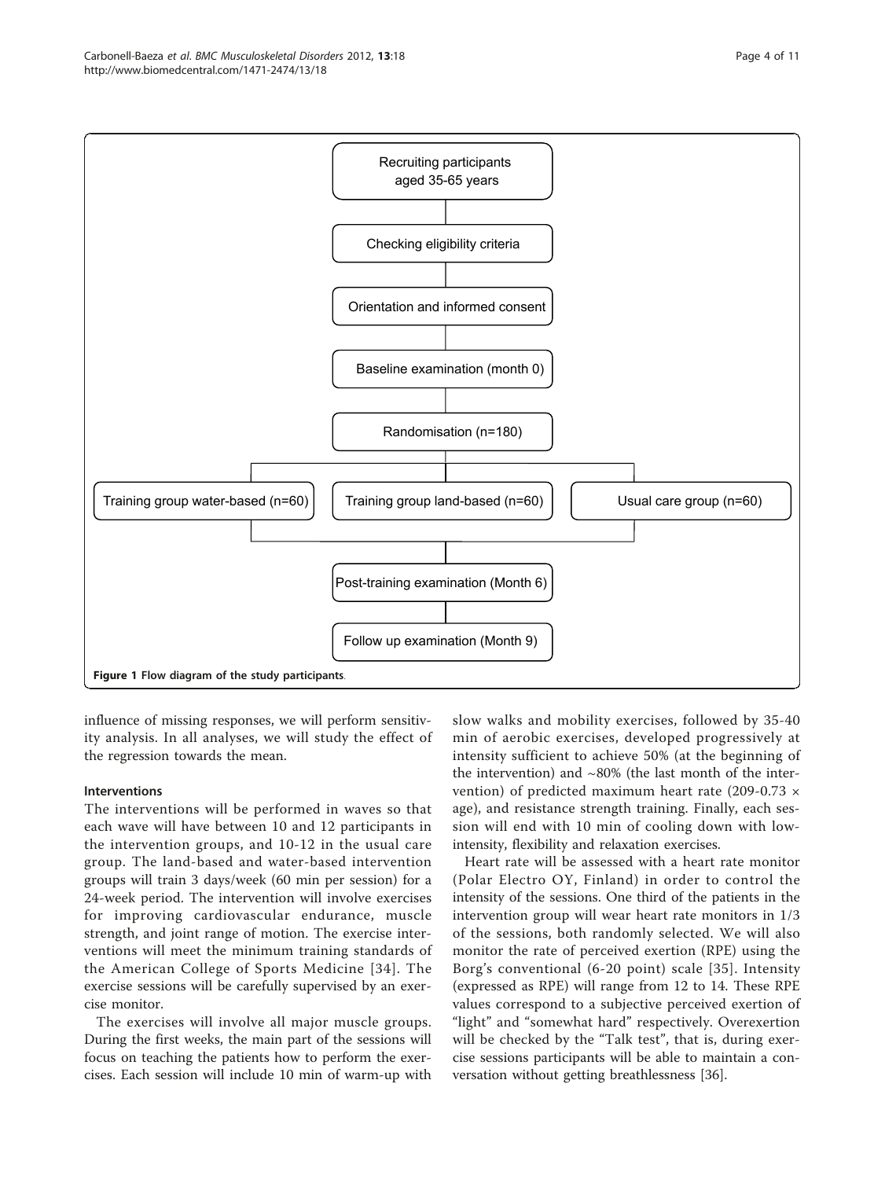Recruiting participants aged 35-65 years

Checking eligibility criteria

Orientation and informed consent

Baseline examination (month 0)

Randomisation (n=180)

Training group water-based (n=60) | Training group land-based (n=60) | Usual care group (n=60)

Post-training examination (Month 6)

Follow up examination (Month 9)

**Figure 1 Flow diagram of the study participants.**

influence of missing responses, we will perform sensitivity analysis. In all analyses, we will study the effect of the regression towards the mean.

#### Interventions

The interventions will be performed in waves so that each wave will have between 10 and 12 participants in the intervention groups, and 10-12 in the usual care group. The land-based and water-based intervention groups will train 3 days/week (60 min per session) for a 24-week period. The intervention will involve exercises for improving cardiovascular endurance, muscle strength, and joint range of motion. The exercise interventions will meet the minimum training standards of the American College of Sports Medicine [34]. The exercise sessions will be carefully supervised by an exercise monitor.

The exercises will involve all major muscle groups. During the first weeks, the main part of the sessions will focus on teaching the patients how to perform the exercises. Each session will include 10 min of warm-up with slow walks and mobility exercises, followed by 35-40 min of aerobic exercises, developed progressively at intensity sufficient to achieve 50% (at the beginning of the intervention) and ~80% (the last month of the intervention) of predicted maximum heart rate (209-0.73 × age), and resistance strength training. Finally, each session will end with 10 min of cooling down with low-intensity, flexibility and relaxation exercises.

Heart rate will be assessed with a heart rate monitor (Polar Electro OY, Finland) in order to control the intensity of the sessions. One third of the patients in the intervention group will wear heart rate monitors in 1/3 of the sessions, both randomly selected. We will also monitor the rate of perceived exertion (RPE) using the Borg's conventional (6-20 point) scale [35]. Intensity (expressed as RPE) will range from 12 to 14. These RPE values correspond to a subjective perceived exertion of "light" and "somewhat hard" respectively. Overexertion will be checked by the "Talk test", that is, during exercise sessions participants will be able to maintain a conversation without getting breathlessness [36].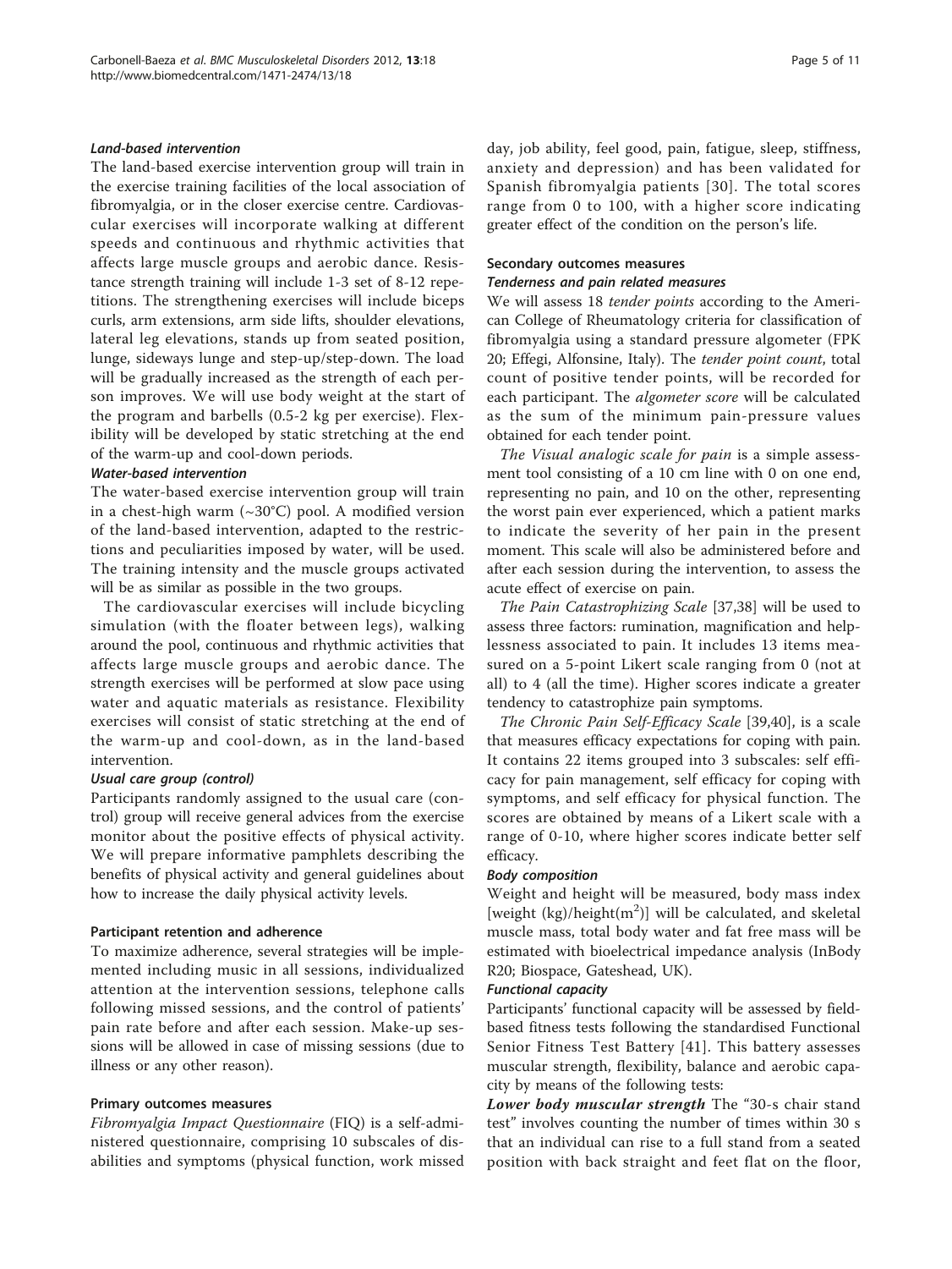#### *Land-based intervention*

The land-based exercise intervention group will train in the exercise training facilities of the local association of fibromyalgia, or in the closer exercise centre. Cardiovascular exercises will incorporate walking at different speeds and continuous and rhythmic activities that affects large muscle groups and aerobic dance. Resistance strength training will include 1-3 set of 8-12 repetitions. The strengthening exercises will include biceps curls, arm extensions, arm side lifts, shoulder elevations, lateral leg elevations, stands up from seated position, lunge, sideways lunge and step-up/step-down. The load will be gradually increased as the strength of each person improves. We will use body weight at the start of the program and barbells (0.5-2 kg per exercise). Flexibility will be developed by static stretching at the end of the warm-up and cool-down periods.

#### *Water-based intervention*

The water-based exercise intervention group will train in a chest-high warm (~30°C) pool. A modified version of the land-based intervention, adapted to the restrictions and peculiarities imposed by water, will be used. The training intensity and the muscle groups activated will be as similar as possible in the two groups.

The cardiovascular exercises will include bicycling simulation (with the floater between legs), walking around the pool, continuous and rhythmic activities that affects large muscle groups and aerobic dance. The strength exercises will be performed at slow pace using water and aquatic materials as resistance. Flexibility exercises will consist of static stretching at the end of the warm-up and cool-down, as in the land-based intervention.

#### *Usual care group (control)*

Participants randomly assigned to the usual care (control) group will receive general advices from the exercise monitor about the positive effects of physical activity. We will prepare informative pamphlets describing the benefits of physical activity and general guidelines about how to increase the daily physical activity levels.

### Participant retention and adherence

To maximize adherence, several strategies will be implemented including music in all sessions, individualized attention at the intervention sessions, telephone calls following missed sessions, and the control of patients' pain rate before and after each session. Make-up sessions will be allowed in case of missing sessions (due to illness or any other reason).

### Primary outcomes measures

*Fibromyalgia Impact Questionnaire* (FIQ) is a self-administered questionnaire, comprising 10 subscales of disabilities and symptoms (physical function, work missed day, job ability, feel good, pain, fatigue, sleep, stiffness, anxiety and depression) and has been validated for Spanish fibromyalgia patients [30]. The total scores range from 0 to 100, with a higher score indicating greater effect of the condition on the person's life.

### Secondary outcomes measures

#### *Tenderness and pain related measures*

We will assess 18 *tender points* according to the American College of Rheumatology criteria for classification of fibromyalgia using a standard pressure algometer (FPK 20; Effegi, Alfonsine, Italy). The *tender point count*, total count of positive tender points, will be recorded for each participant. The *algometer score* will be calculated as the sum of the minimum pain-pressure values obtained for each tender point.

*The Visual analogic scale for pain* is a simple assessment tool consisting of a 10 cm line with 0 on one end, representing no pain, and 10 on the other, representing the worst pain ever experienced, which a patient marks to indicate the severity of her pain in the present moment. This scale will also be administered before and after each session during the intervention, to assess the acute effect of exercise on pain.

*The Pain Catastrophizing Scale* [37,38] will be used to assess three factors: rumination, magnification and helplessness associated to pain. It includes 13 items measured on a 5-point Likert scale ranging from 0 (not at all) to 4 (all the time). Higher scores indicate a greater tendency to catastrophize pain symptoms.

*The Chronic Pain Self-Efficacy Scale* [39,40], is a scale that measures efficacy expectations for coping with pain. It contains 22 items grouped into 3 subscales: self efficacy for pain management, self efficacy for coping with symptoms, and self efficacy for physical function. The scores are obtained by means of a Likert scale with a range of 0-10, where higher scores indicate better self efficacy.

#### *Body composition*

Weight and height will be measured, body mass index [weight (kg)/height($m^2$)] will be calculated, and skeletal muscle mass, total body water and fat free mass will be estimated with bioelectrical impedance analysis (InBody R20; Biospace, Gateshead, UK).

#### *Functional capacity*

Participants' functional capacity will be assessed by field-based fitness tests following the standardised Functional Senior Fitness Test Battery [41]. This battery assesses muscular strength, flexibility, balance and aerobic capacity by means of the following tests:

***Lower body muscular strength*** The "30-s chair stand test" involves counting the number of times within 30 s that an individual can rise to a full stand from a seated position with back straight and feet flat on the floor,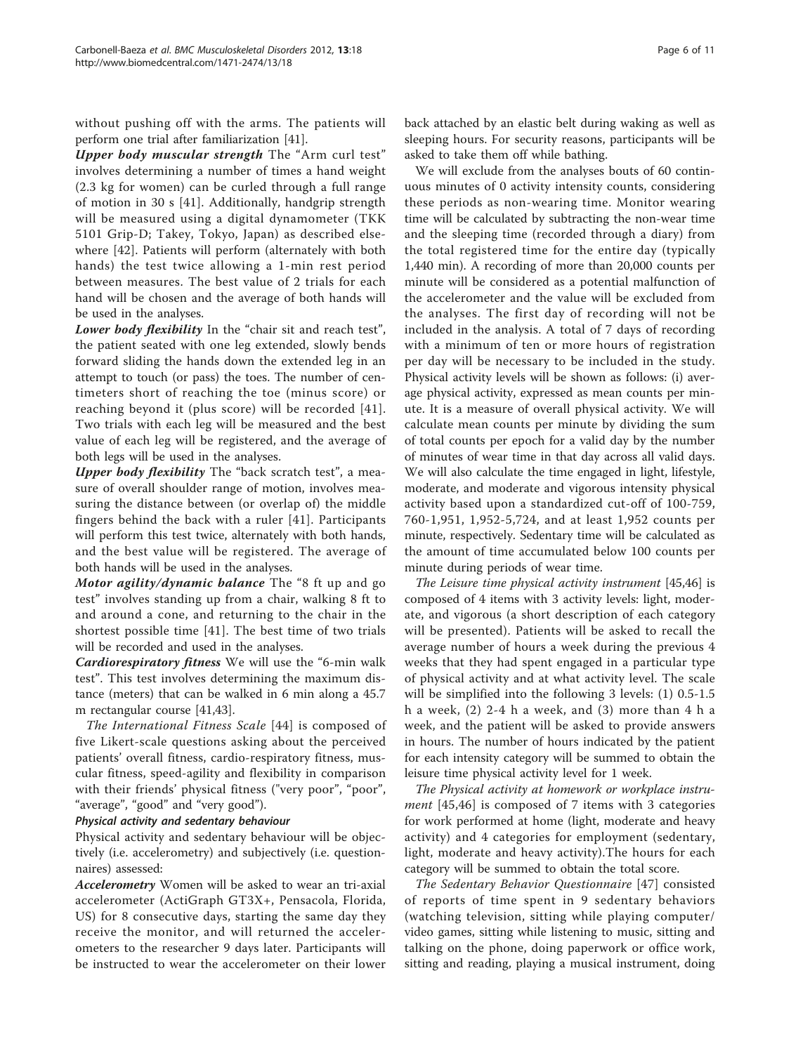without pushing off with the arms. The patients will perform one trial after familiarization [41].

***Upper body muscular strength*** The "Arm curl test" involves determining a number of times a hand weight (2.3 kg for women) can be curled through a full range of motion in 30 s [41]. Additionally, handgrip strength will be measured using a digital dynamometer (TKK 5101 Grip-D; Takey, Tokyo, Japan) as described elsewhere [42]. Patients will perform (alternately with both hands) the test twice allowing a 1-min rest period between measures. The best value of 2 trials for each hand will be chosen and the average of both hands will be used in the analyses.

***Lower body flexibility*** In the "chair sit and reach test", the patient seated with one leg extended, slowly bends forward sliding the hands down the extended leg in an attempt to touch (or pass) the toes. The number of centimeters short of reaching the toe (minus score) or reaching beyond it (plus score) will be recorded [41]. Two trials with each leg will be measured and the best value of each leg will be registered, and the average of both legs will be used in the analyses.

***Upper body flexibility*** The "back scratch test", a measure of overall shoulder range of motion, involves measuring the distance between (or overlap of) the middle fingers behind the back with a ruler [41]. Participants will perform this test twice, alternately with both hands, and the best value will be registered. The average of both hands will be used in the analyses.

***Motor agility/dynamic balance*** The "8 ft up and go test" involves standing up from a chair, walking 8 ft to and around a cone, and returning to the chair in the shortest possible time [41]. The best time of two trials will be recorded and used in the analyses.

***Cardiorespiratory fitness*** We will use the "6-min walk test". This test involves determining the maximum distance (meters) that can be walked in 6 min along a 45.7 m rectangular course [41,43].

*The International Fitness Scale* [44] is composed of five Likert-scale questions asking about the perceived patients' overall fitness, cardio-respiratory fitness, muscular fitness, speed-agility and flexibility in comparison with their friends' physical fitness ("very poor", "poor", "average", "good" and "very good").

#### Physical activity and sedentary behaviour

Physical activity and sedentary behaviour will be objectively (i.e. accelerometry) and subjectively (i.e. questionnaires) assessed:

***Accelerometry*** Women will be asked to wear an tri-axial accelerometer (ActiGraph GT3X+, Pensacola, Florida, US) for 8 consecutive days, starting the same day they receive the monitor, and will returned the accelerometers to the researcher 9 days later. Participants will be instructed to wear the accelerometer on their lower back attached by an elastic belt during waking as well as sleeping hours. For security reasons, participants will be asked to take them off while bathing.

We will exclude from the analyses bouts of 60 continuous minutes of 0 activity intensity counts, considering these periods as non-wearing time. Monitor wearing time will be calculated by subtracting the non-wear time and the sleeping time (recorded through a diary) from the total registered time for the entire day (typically 1,440 min). A recording of more than 20,000 counts per minute will be considered as a potential malfunction of the accelerometer and the value will be excluded from the analyses. The first day of recording will not be included in the analysis. A total of 7 days of recording with a minimum of ten or more hours of registration per day will be necessary to be included in the study. Physical activity levels will be shown as follows: (i) average physical activity, expressed as mean counts per minute. It is a measure of overall physical activity. We will calculate mean counts per minute by dividing the sum of total counts per epoch for a valid day by the number of minutes of wear time in that day across all valid days. We will also calculate the time engaged in light, lifestyle, moderate, and moderate and vigorous intensity physical activity based upon a standardized cut-off of 100-759, 760-1,951, 1,952-5,724, and at least 1,952 counts per minute, respectively. Sedentary time will be calculated as the amount of time accumulated below 100 counts per minute during periods of wear time.

*The Leisure time physical activity instrument* [45,46] is composed of 4 items with 3 activity levels: light, moderate, and vigorous (a short description of each category will be presented). Patients will be asked to recall the average number of hours a week during the previous 4 weeks that they had spent engaged in a particular type of physical activity and at what activity level. The scale will be simplified into the following 3 levels: (1) 0.5-1.5 h a week, (2) 2-4 h a week, and (3) more than 4 h a week, and the patient will be asked to provide answers in hours. The number of hours indicated by the patient for each intensity category will be summed to obtain the leisure time physical activity level for 1 week.

*The Physical activity at homework or workplace instrument* [45,46] is composed of 7 items with 3 categories for work performed at home (light, moderate and heavy activity) and 4 categories for employment (sedentary, light, moderate and heavy activity).The hours for each category will be summed to obtain the total score.

*The Sedentary Behavior Questionnaire* [47] consisted of reports of time spent in 9 sedentary behaviors (watching television, sitting while playing computer/video games, sitting while listening to music, sitting and talking on the phone, doing paperwork or office work, sitting and reading, playing a musical instrument, doing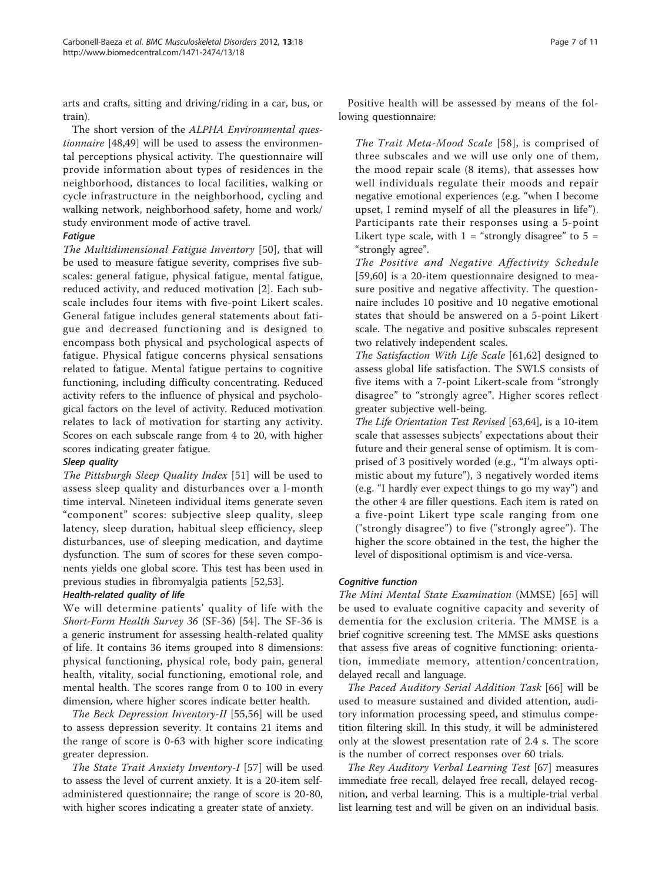arts and crafts, sitting and driving/riding in a car, bus, or train).

The short version of the *ALPHA Environmental questionnaire* [48,49] will be used to assess the environmental perceptions physical activity. The questionnaire will provide information about types of residences in the neighborhood, distances to local facilities, walking or cycle infrastructure in the neighborhood, cycling and walking network, neighborhood safety, home and work/study environment mode of active travel.

#### Fatigue

*The Multidimensional Fatigue Inventory* [50], that will be used to measure fatigue severity, comprises five subscales: general fatigue, physical fatigue, mental fatigue, reduced activity, and reduced motivation [2]. Each subscale includes four items with five-point Likert scales. General fatigue includes general statements about fatigue and decreased functioning and is designed to encompass both physical and psychological aspects of fatigue. Physical fatigue concerns physical sensations related to fatigue. Mental fatigue pertains to cognitive functioning, including difficulty concentrating. Reduced activity refers to the influence of physical and psychological factors on the level of activity. Reduced motivation relates to lack of motivation for starting any activity. Scores on each subscale range from 4 to 20, with higher scores indicating greater fatigue.

#### Sleep quality

*The Pittsburgh Sleep Quality Index* [51] will be used to assess sleep quality and disturbances over a l-month time interval. Nineteen individual items generate seven "component" scores: subjective sleep quality, sleep latency, sleep duration, habitual sleep efficiency, sleep disturbances, use of sleeping medication, and daytime dysfunction. The sum of scores for these seven components yields one global score. This test has been used in previous studies in fibromyalgia patients [52,53].

#### Health-related quality of life

We will determine patients' quality of life with the *Short-Form Health Survey 36* (SF-36) [54]. The SF-36 is a generic instrument for assessing health-related quality of life. It contains 36 items grouped into 8 dimensions: physical functioning, physical role, body pain, general health, vitality, social functioning, emotional role, and mental health. The scores range from 0 to 100 in every dimension, where higher scores indicate better health.

*The Beck Depression Inventory-II* [55,56] will be used to assess depression severity. It contains 21 items and the range of score is 0-63 with higher score indicating greater depression.

*The State Trait Anxiety Inventory-I* [57] will be used to assess the level of current anxiety. It is a 20-item self-administered questionnaire; the range of score is 20-80, with higher scores indicating a greater state of anxiety.

Positive health will be assessed by means of the following questionnaire:

*The Trait Meta-Mood Scale* [58], is comprised of three subscales and we will use only one of them, the mood repair scale (8 items), that assesses how well individuals regulate their moods and repair negative emotional experiences (e.g. "when I become upset, I remind myself of all the pleasures in life"). Participants rate their responses using a 5-point Likert type scale, with 1 = "strongly disagree" to 5 = "strongly agree".

*The Positive and Negative Affectivity Schedule* [59,60] is a 20-item questionnaire designed to measure positive and negative affectivity. The questionnaire includes 10 positive and 10 negative emotional states that should be answered on a 5-point Likert scale. The negative and positive subscales represent two relatively independent scales.

*The Satisfaction With Life Scale* [61,62] designed to assess global life satisfaction. The SWLS consists of five items with a 7-point Likert-scale from "strongly disagree" to "strongly agree". Higher scores reflect greater subjective well-being.

*The Life Orientation Test Revised* [63,64], is a 10-item scale that assesses subjects' expectations about their future and their general sense of optimism. It is comprised of 3 positively worded (e.g., "I'm always optimistic about my future"), 3 negatively worded items (e.g. "I hardly ever expect things to go my way") and the other 4 are filler questions. Each item is rated on a five-point Likert type scale ranging from one ("strongly disagree") to five ("strongly agree"). The higher the score obtained in the test, the higher the level of dispositional optimism is and vice-versa.

#### Cognitive function

*The Mini Mental State Examination* (MMSE) [65] will be used to evaluate cognitive capacity and severity of dementia for the exclusion criteria. The MMSE is a brief cognitive screening test. The MMSE asks questions that assess five areas of cognitive functioning: orientation, immediate memory, attention/concentration, delayed recall and language.

*The Paced Auditory Serial Addition Task* [66] will be used to measure sustained and divided attention, auditory information processing speed, and stimulus competition filtering skill. In this study, it will be administered only at the slowest presentation rate of 2.4 s. The score is the number of correct responses over 60 trials.

*The Rey Auditory Verbal Learning Test* [67] measures immediate free recall, delayed free recall, delayed recognition, and verbal learning. This is a multiple-trial verbal list learning test and will be given on an individual basis.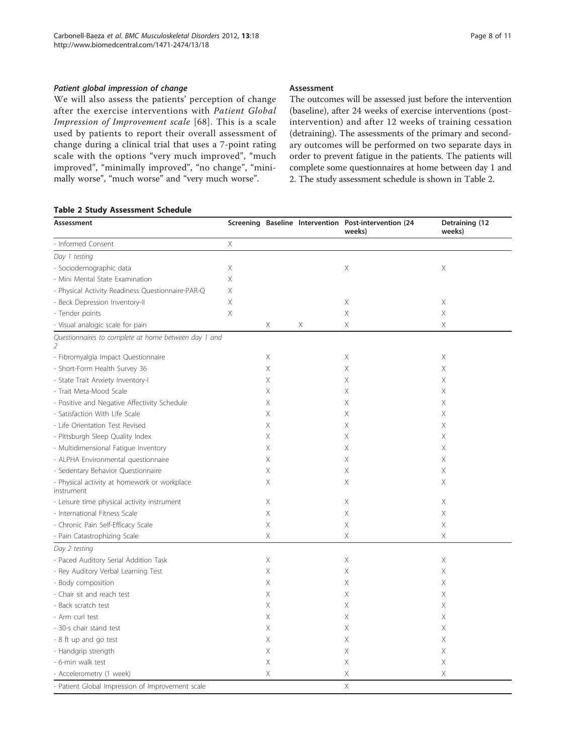#### *Patient global impression of change*

We will also assess the patients' perception of change after the exercise interventions with *Patient Global Impression of Improvement scale* [68]. This is a scale used by patients to report their overall assessment of change during a clinical trial that uses a 7-point rating scale with the options "very much improved", "much improved", "minimally improved", "no change", "minimally worse", "much worse" and "very much worse".

#### Assessment

The outcomes will be assessed just before the intervention (baseline), after 24 weeks of exercise interventions (post-intervention) and after 12 weeks of training cessation (detraining). The assessments of the primary and secondary outcomes will be performed on two separate days in order to prevent fatigue in the patients. The patients will complete some questionnaires at home between day 1 and 2. The study assessment schedule is shown in Table 2.

**Table 2 Study Assessment Schedule**

| Assessment | Screening | Baseline | Intervention | Post-intervention (24 weeks) | Detraining (12 weeks) |
|---|---|---|---|---|---|
| - Informed Consent | X | | | | |
| *Day 1 testing* | | | | | |
| - Sociodemographic data | X | | | X | X |
| - Mini Mental State Examination | X | | | | |
| - Physical Activity Readiness Questionnaire-PAR-Q | X | | | | |
| - Beck Depression Inventory-II | X | | | X | X |
| - Tender points | X | | | X | X |
| - Visual analogic scale for pain | | X | X | X | X |
| *Questionnaires to complete at home between day 1 and 2* | | | | | |
| - Fibromyalgia Impact Questionnaire | | X | | X | X |
| - Short-Form Health Survey 36 | | X | | X | X |
| - State Trait Anxiety Inventory-I | | X | | X | X |
| - Trait Meta-Mood Scale | | X | | X | X |
| - Positive and Negative Affectivity Schedule | | X | | X | X |
| - Satisfaction With Life Scale | | X | | X | X |
| - Life Orientation Test Revised | | X | | X | X |
| - Pittsburgh Sleep Quality Index | | X | | X | X |
| - Multidimensional Fatigue Inventory | | X | | X | X |
| - ALPHA Environmental questionnaire | | X | | X | X |
| - Sedentary Behavior Questionnaire | | X | | X | X |
| - Physical activity at homework or workplace instrument | | X | | X | X |
| - Leisure time physical activity instrument | | X | | X | X |
| - International Fitness Scale | | X | | X | X |
| - Chronic Pain Self-Efficacy Scale | | X | | X | X |
| - Pain Catastrophizing Scale | | X | | X | X |
| *Day 2 testing* | | | | | |
| - Paced Auditory Serial Addition Task | | X | | X | X |
| - Rey Auditory Verbal Learning Test | | X | | X | X |
| - Body composition | | X | | X | X |
| - Chair sit and reach test | | X | | X | X |
| - Back scratch test | | X | | X | X |
| - Arm curl test | | X | | X | X |
| - 30-s chair stand test | | X | | X | X |
| - 8 ft up and go test | | X | | X | X |
| - Handgrip strength | | X | | X | X |
| - 6-min walk test | | X | | X | X |
| - Accelerometry (1 week) | | X | | X | X |
| - Patient Global Impression of Improvement scale | | | | X | |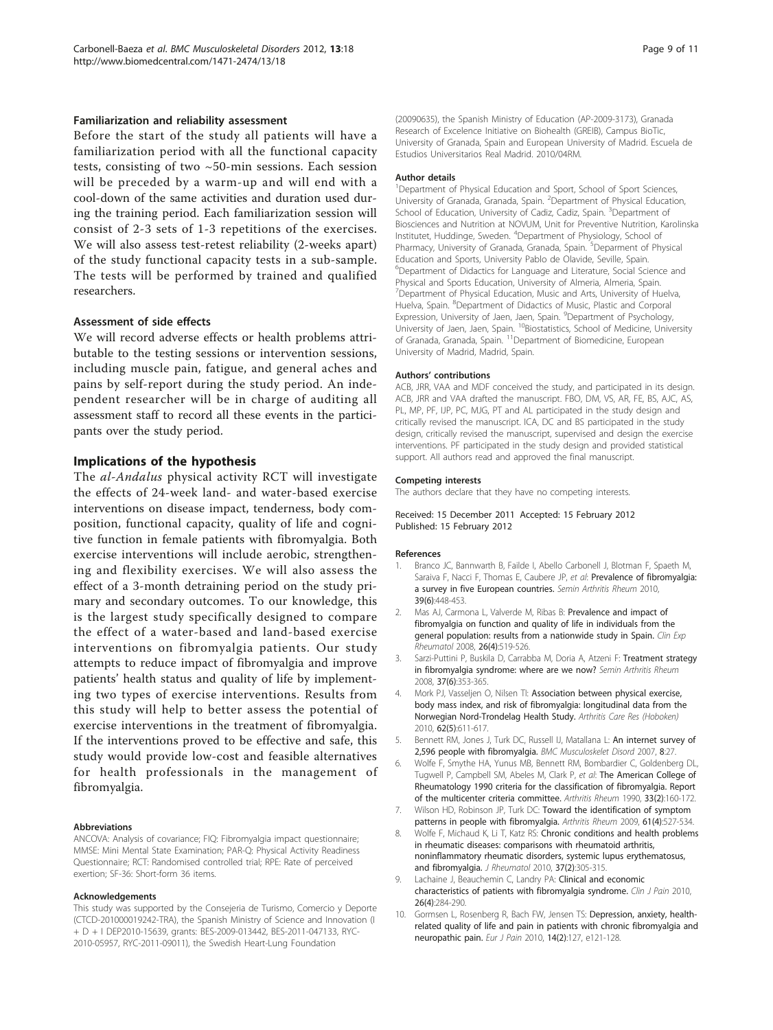### Familiarization and reliability assessment

Before the start of the study all patients will have a familiarization period with all the functional capacity tests, consisting of two ~50-min sessions. Each session will be preceded by a warm-up and will end with a cool-down of the same activities and duration used during the training period. Each familiarization session will consist of 2-3 sets of 1-3 repetitions of the exercises. We will also assess test-retest reliability (2-weeks apart) of the study functional capacity tests in a sub-sample. The tests will be performed by trained and qualified researchers.

### Assessment of side effects

We will record adverse effects or health problems attributable to the testing sessions or intervention sessions, including muscle pain, fatigue, and general aches and pains by self-report during the study period. An independent researcher will be in charge of auditing all assessment staff to record all these events in the participants over the study period.

## Implications of the hypothesis

The *al-Andalus* physical activity RCT will investigate the effects of 24-week land- and water-based exercise interventions on disease impact, tenderness, body composition, functional capacity, quality of life and cognitive function in female patients with fibromyalgia. Both exercise interventions will include aerobic, strengthening and flexibility exercises. We will also assess the effect of a 3-month detraining period on the study primary and secondary outcomes. To our knowledge, this is the largest study specifically designed to compare the effect of a water-based and land-based exercise interventions on fibromyalgia patients. Our study attempts to reduce impact of fibromyalgia and improve patients' health status and quality of life by implementing two types of exercise interventions. Results from this study will help to better assess the potential of exercise interventions in the treatment of fibromyalgia. If the interventions proved to be effective and safe, this study would provide low-cost and feasible alternatives for health professionals in the management of fibromyalgia.

#### Abbreviations

ANCOVA: Analysis of covariance; FIQ: Fibromyalgia impact questionnaire; MMSE: Mini Mental State Examination; PAR-Q: Physical Activity Readiness Questionnaire; RCT: Randomised controlled trial; RPE: Rate of perceived exertion; SF-36: Short-form 36 items.

#### Acknowledgements

This study was supported by the Consejeria de Turismo, Comercio y Deporte (CTCD-201000019242-TRA), the Spanish Ministry of Science and Innovation (I + D + I DEP2010-15639, grants: BES-2009-013442, BES-2011-047133, RYC-2010-05957, RYC-2011-09011), the Swedish Heart-Lung Foundation (20090635), the Spanish Ministry of Education (AP-2009-3173), Granada Research of Excelence Initiative on Biohealth (GREIB), Campus BioTic, University of Granada, Spain and European University of Madrid. Escuela de Estudios Universitarios Real Madrid. 2010/04RM.

#### Author details

[1]Department of Physical Education and Sport, School of Sport Sciences, University of Granada, Granada, Spain. [2]Department of Physical Education, School of Education, University of Cadiz, Cadiz, Spain. [3]Department of Biosciences and Nutrition at NOVUM, Unit for Preventive Nutrition, Karolinska Institutet, Huddinge, Sweden. [4]Department of Physiology, School of Pharmacy, University of Granada, Granada, Spain. [5]Deparment of Physical Education and Sports, University Pablo de Olavide, Seville, Spain. [6]Department of Didactics for Language and Literature, Social Science and Physical and Sports Education, University of Almeria, Almeria, Spain. [7]Department of Physical Education, Music and Arts, University of Huelva, Huelva, Spain. [8]Department of Didactics of Music, Plastic and Corporal Expression, University of Jaen, Jaen, Spain. [9]Department of Psychology, University of Jaen, Jaen, Spain. [10]Biostatistics, School of Medicine, University of Granada, Granada, Spain. [11]Department of Biomedicine, European University of Madrid, Madrid, Spain.

#### Authors' contributions

ACB, JRR, VAA and MDF conceived the study, and participated in its design. ACB, JRR and VAA drafted the manuscript. FBO, DM, VS, AR, FE, BS, AJC, AS, PL, MP, PF, IJP, PC, MJG, PT and AL participated in the study design and critically revised the manuscript. ICA, DC and BS participated in the study design, critically revised the manuscript, supervised and design the exercise interventions. PF participated in the study design and provided statistical support. All authors read and approved the final manuscript.

#### Competing interests

The authors declare that they have no competing interests.

Received: 15 December 2011 Accepted: 15 February 2012
Published: 15 February 2012

#### References

1. Branco JC, Bannwarth B, Failde I, Abello Carbonell J, Blotman F, Spaeth M, Saraiva F, Nacci F, Thomas E, Caubere JP, *et al*: **Prevalence of fibromyalgia: a survey in five European countries.** *Semin Arthritis Rheum* 2010, **39(6)**:448-453.
2. Mas AJ, Carmona L, Valverde M, Ribas B: **Prevalence and impact of fibromyalgia on function and quality of life in individuals from the general population: results from a nationwide study in Spain.** *Clin Exp Rheumatol* 2008, **26(4)**:519-526.
3. Sarzi-Puttini P, Buskila D, Carrabba M, Doria A, Atzeni F: **Treatment strategy in fibromyalgia syndrome: where are we now?** *Semin Arthritis Rheum* 2008, **37(6)**:353-365.
4. Mork PJ, Vasseljen O, Nilsen TI: **Association between physical exercise, body mass index, and risk of fibromyalgia: longitudinal data from the Norwegian Nord-Trondelag Health Study.** *Arthritis Care Res (Hoboken)* 2010, **62(5)**:611-617.
5. Bennett RM, Jones J, Turk DC, Russell IJ, Matallana L: **An internet survey of 2,596 people with fibromyalgia.** *BMC Musculoskelet Disord* 2007, **8**:27.
6. Wolfe F, Smythe HA, Yunus MB, Bennett RM, Bombardier C, Goldenberg DL, Tugwell P, Campbell SM, Abeles M, Clark P, *et al*: **The American College of Rheumatology 1990 criteria for the classification of fibromyalgia. Report of the multicenter criteria committee.** *Arthritis Rheum* 1990, **33(2)**:160-172.
7. Wilson HD, Robinson JP, Turk DC: **Toward the identification of symptom patterns in people with fibromyalgia.** *Arthritis Rheum* 2009, **61(4)**:527-534.
8. Wolfe F, Michaud K, Li T, Katz RS: **Chronic conditions and health problems in rheumatic diseases: comparisons with rheumatoid arthritis, noninflammatory rheumatic disorders, systemic lupus erythematosus, and fibromyalgia.** *J Rheumatol* 2010, **37(2)**:305-315.
9. Lachaine J, Beauchemin C, Landry PA: **Clinical and economic characteristics of patients with fibromyalgia syndrome.** *Clin J Pain* 2010, **26(4)**:284-290.
10. Gormsen L, Rosenberg R, Bach FW, Jensen TS: **Depression, anxiety, health-related quality of life and pain in patients with chronic fibromyalgia and neuropathic pain.** *Eur J Pain* 2010, **14(2)**:127, e121-128.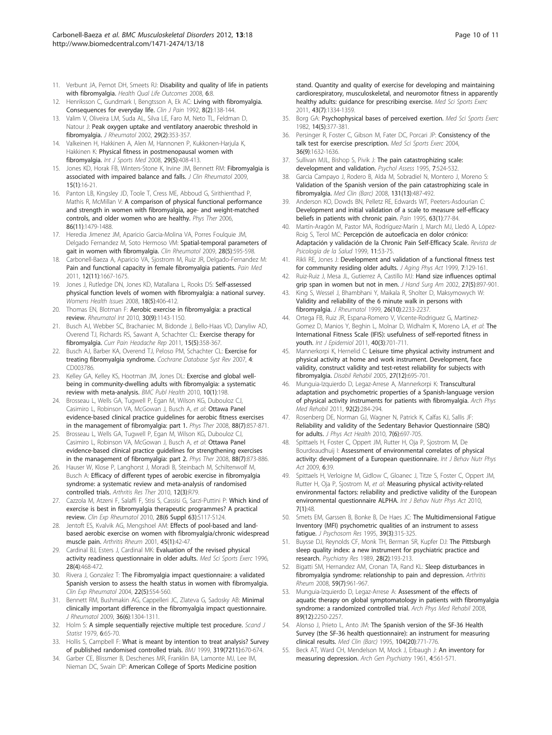11. Verbunt JA, Pernot DH, Smeets RJ: **Disability and quality of life in patients with fibromyalgia.** *Health Qual Life Outcomes* 2008, **6**:8.
12. Henriksson C, Gundmark I, Bengtsson A, Ek AC: **Living with fibromyalgia. Consequences for everyday life.** *Clin J Pain* 1992, **8**(2):138-144.
13. Valim V, Oliveira LM, Suda AL, Silva LE, Faro M, Neto TL, Feldman D, Natour J: **Peak oxygen uptake and ventilatory anaerobic threshold in fibromyalgia.** *J Rheumatol* 2002, **29**(2):353-357.
14. Valkeinen H, Hakkinen A, Alen M, Hannonen P, Kukkonen-Harjula K, Hakkinen K: **Physical fitness in postmenopausal women with fibromyalgia.** *Int J Sports Med* 2008, **29**(5):408-413.
15. Jones KD, Horak FB, Winters-Stone K, Irvine JM, Bennett RM: **Fibromyalgia is associated with impaired balance and falls.** *J Clin Rheumatol* 2009, **15**(1):16-21.
16. Panton LB, Kingsley JD, Toole T, Cress ME, Abboud G, Sirithienthad P, Mathis R, McMillan V: **A comparison of physical functional performance and strength in women with fibromyalgia, age- and weight-matched controls, and older women who are healthy.** *Phys Ther* 2006, **86**(11):1479-1488.
17. Heredia Jimenez JM, Aparicio Garcia-Molina VA, Porres Foulquie JM, Delgado Fernandez M, Soto Hermoso VM: **Spatial-temporal parameters of gait in women with fibromyalgia.** *Clin Rheumatol* 2009, **28**(5):595-598.
18. Carbonell-Baeza A, Aparicio VA, Sjostrom M, Ruiz JR, Delgado-Fernandez M: **Pain and functional capacity in female fibromyalgia patients.** *Pain Med* 2011, **12**(11):1667-1675.
19. Jones J, Rutledge DN, Jones KD, Matallana L, Rooks DS: **Self-assessed physical function levels of women with fibromyalgia: a national survey.** *Womens Health Issues* 2008, **18**(5):406-412.
20. Thomas EN, Blotman F: **Aerobic exercise in fibromyalgia: a practical review.** *Rheumatol Int* 2010, **30**(9):1143-1150.
21. Busch AJ, Webber SC, Brachaniec M, Bidonde J, Bello-Haas VD, Danyliw AD, Overend TJ, Richards RS, Sawant A, Schachter CL: **Exercise therapy for fibromyalgia.** *Curr Pain Headache Rep* 2011, **15**(5):358-367.
22. Busch AJ, Barber KA, Overend TJ, Peloso PM, Schachter CL: **Exercise for treating fibromyalgia syndrome.** *Cochrane Database Syst Rev* 2007, **4**: CD003786.
23. Kelley GA, Kelley KS, Hootman JM, Jones DL: **Exercise and global well-being in community-dwelling adults with fibromyalgia: a systematic review with meta-analysis.** *BMC Publ Health* 2010, **10**(1):198.
24. Brosseau L, Wells GA, Tugwell P, Egan M, Wilson KG, Dubouloz CJ, Casimiro L, Robinson VA, McGowan J, Busch A, *et al*: **Ottawa Panel evidence-based clinical practice guidelines for aerobic fitness exercises in the management of fibromyalgia: part 1.** *Phys Ther* 2008, **88**(7):857-871.
25. Brosseau L, Wells GA, Tugwell P, Egan M, Wilson KG, Dubouloz CJ, Casimiro L, Robinson VA, McGowan J, Busch A, *et al*: **Ottawa Panel evidence-based clinical practice guidelines for strengthening exercises in the management of fibromyalgia: part 2.** *Phys Ther* 2008, **88**(7):873-886.
26. Hauser W, Klose P, Langhorst J, Moradi B, Steinbach M, Schiltenwolf M, Busch A: **Efficacy of different types of aerobic exercise in fibromyalgia syndrome: a systematic review and meta-analysis of randomised controlled trials.** *Arthritis Res Ther* 2010, **12**(3):R79.
27. Cazzola M, Atzeni F, Salaffi F, Stisi S, Cassisi G, Sarzi-Puttini P: **Which kind of exercise is best in fibromyalgia therapeutic programmes? A practical review.** *Clin Exp Rheumatol* 2010, **28**(6 Suppl 63):S117-S124.
28. Jentoft ES, Kvalvik AG, Mengshoel AM: **Effects of pool-based and land-based aerobic exercise on women with fibromyalgia/chronic widespread muscle pain.** *Arthritis Rheum* 2001, **45**(1):42-47.
29. Cardinal BJ, Esters J, Cardinal MK: **Evaluation of the revised physical activity readiness questionnaire in older adults.** *Med Sci Sports Exerc* 1996, **28**(4):468-472.
30. Rivera J, Gonzalez T: **The Fibromyalgia impact questionnaire: a validated Spanish version to assess the health status in women with fibromyalgia.** *Clin Exp Rheumatol* 2004, **22**(5):554-560.
31. Bennett RM, Bushmakin AG, Cappelleri JC, Zlateva G, Sadosky AB: **Minimal clinically important difference in the fibromyalgia impact questionnaire.** *J Rheumatol* 2009, **36**(6):1304-1311.
32. Holm S: **A simple sequentially rejective multiple test procedure.** *Scand J Statist* 1979, **6**:65-70.
33. Hollis S, Campbell F: **What is meant by intention to treat analysis? Survey of published randomised controlled trials.** *BMJ* 1999, **319**(7211):670-674.
34. Garber CE, Blissmer B, Deschenes MR, Franklin BA, Lamonte MJ, Lee IM, Nieman DC, Swain DP: **American College of Sports Medicine position stand. Quantity and quality of exercise for developing and maintaining cardiorespiratory, musculoskeletal, and neuromotor fitness in apparently healthy adults: guidance for prescribing exercise.** *Med Sci Sports Exerc* 2011, **43**(7):1334-1359.
35. Borg GA: **Psychophysical bases of perceived exertion.** *Med Sci Sports Exerc* 1982, **14**(5):377-381.
36. Persinger R, Foster C, Gibson M, Fater DC, Porcari JP: **Consistency of the talk test for exercise prescription.** *Med Sci Sports Exerc* 2004, **36**(9):1632-1636.
37. Sullivan MJL, Bishop S, Pivik J: **The pain catastrophizing scale: development and validation.** *Psychol Assess* 1995, **7**:524-532.
38. Garcia Campayo J, Rodero B, Alda M, Sobradiel N, Montero J, Moreno S: **Validation of the Spanish version of the pain catastrophizing scale in fibromyalgia.** *Med Clin (Barc)* 2008, **131**(13):487-492.
39. Anderson KO, Dowds BN, Pelletz RE, Edwards WT, Peeters-Asdourian C: **Development and initial validation of a scale to measure self-efficacy beliefs in patients with chronic pain.** *Pain* 1995, **63**(1):77-84.
40. Martín-Aragón M, Pastor MA, Rodríguez-Marín J, March MJ, Lledó A, López-Roig S, Terol MC: **Percepción de autoeficacia en dolor crónico: Adaptación y validación de la Chronic Pain Self-Efficacy Scale.** *Revista de Psicología de la Salud* 1999, **11**:53-75.
41. Rikli RE, Jones J: **Development and validation of a functional fitness test for community residing older adults.** *J Aging Phys Act* 1999, **7**:129-161.
42. Ruiz-Ruiz J, Mesa JL, Gutierrez A, Castillo MJ: **Hand size influences optimal grip span in women but not in men.** *J Hand Surg Am* 2002, **27**(5):897-901.
43. King S, Wessel J, Bhambhani Y, Maikala R, Sholter D, Maksymowych W: **Validity and reliability of the 6 minute walk in persons with fibromyalgia.** *J Rheumatol* 1999, **26**(10):2233-2237.
44. Ortega FB, Ruiz JR, Espana-Romero V, Vicente-Rodriguez G, Martinez-Gomez D, Manios Y, Beghin L, Molnar D, Widhalm K, Moreno LA, *et al*: **The International Fitness Scale (IFIS): usefulness of self-reported fitness in youth.** *Int J Epidemiol* 2011, **40**(3):701-711.
45. Mannerkorpi K, Hernelid C: **Leisure time physical activity instrument and physical activity at home and work instrument. Development, face validity, construct validity and test-retest reliability for subjects with fibromyalgia.** *Disabil Rehabil* 2005, **27**(12):695-701.
46. Munguia-Izquierdo D, Legaz-Arrese A, Mannerkorpi K: **Transcultural adaptation and psychometric properties of a Spanish-language version of physical activity instruments for patients with fibromyalgia.** *Arch Phys Med Rehabil* 2011, **92**(2):284-294.
47. Rosenberg DE, Norman GJ, Wagner N, Patrick K, Calfas KJ, Sallis JF: **Reliability and validity of the Sedentary Behavior Questionnaire (SBQ) for adults.** *J Phys Act Health* 2010, **7**(6):697-705.
48. Spittaels H, Foster C, Oppert JM, Rutter H, Oja P, Sjostrom M, De Bourdeaudhuij I: **Assessment of environmental correlates of physical activity: development of a European questionnaire.** *Int J Behav Nutr Phys Act* 2009, **6**:39.
49. Spittaels H, Verloigne M, Gidlow C, Gloanec J, Titze S, Foster C, Oppert JM, Rutter H, Oja P, Sjostrom M, *et al*: **Measuring physical activity-related environmental factors: reliability and predictive validity of the European environmental questionnaire ALPHA.** *Int J Behav Nutr Phys Act* 2010, **7**(1):48.
50. Smets EM, Garssen B, Bonke B, De Haes JC: **The Multidimensional Fatigue Inventory (MFI) psychometric qualities of an instrument to assess fatigue.** *J Psychosom Res* 1995, **39**(3):315-325.
51. Buysse DJ, Reynolds CF, Monk TH, Berman SR, Kupfer DJ: **The Pittsburgh sleep quality index: a new instrument for psychiatric practice and research.** *Psychiatry Res* 1989, **28**(2):193-213.
52. Bigatti SM, Hernandez AM, Cronan TA, Rand KL: **Sleep disturbances in fibromyalgia syndrome: relationship to pain and depression.** *Arthritis Rheum* 2008, **59**(7):961-967.
53. Munguia-Izquierdo D, Legaz-Arrese A: **Assessment of the effects of aquatic therapy on global symptomatology in patients with fibromyalgia syndrome: a randomized controlled trial.** *Arch Phys Med Rehabil* 2008, **89**(12):2250-2257.
54. Alonso J, Prieto L, Anto JM: **The Spanish version of the SF-36 Health Survey (the SF-36 health questionnaire): an instrument for measuring clinical results.** *Med Clin (Barc)* 1995, **104**(20):771-776.
55. Beck AT, Ward CH, Mendelson M, Mock J, Erbaugh J: **An inventory for measuring depression.** *Arch Gen Psychiatry* 1961, **4**:561-571.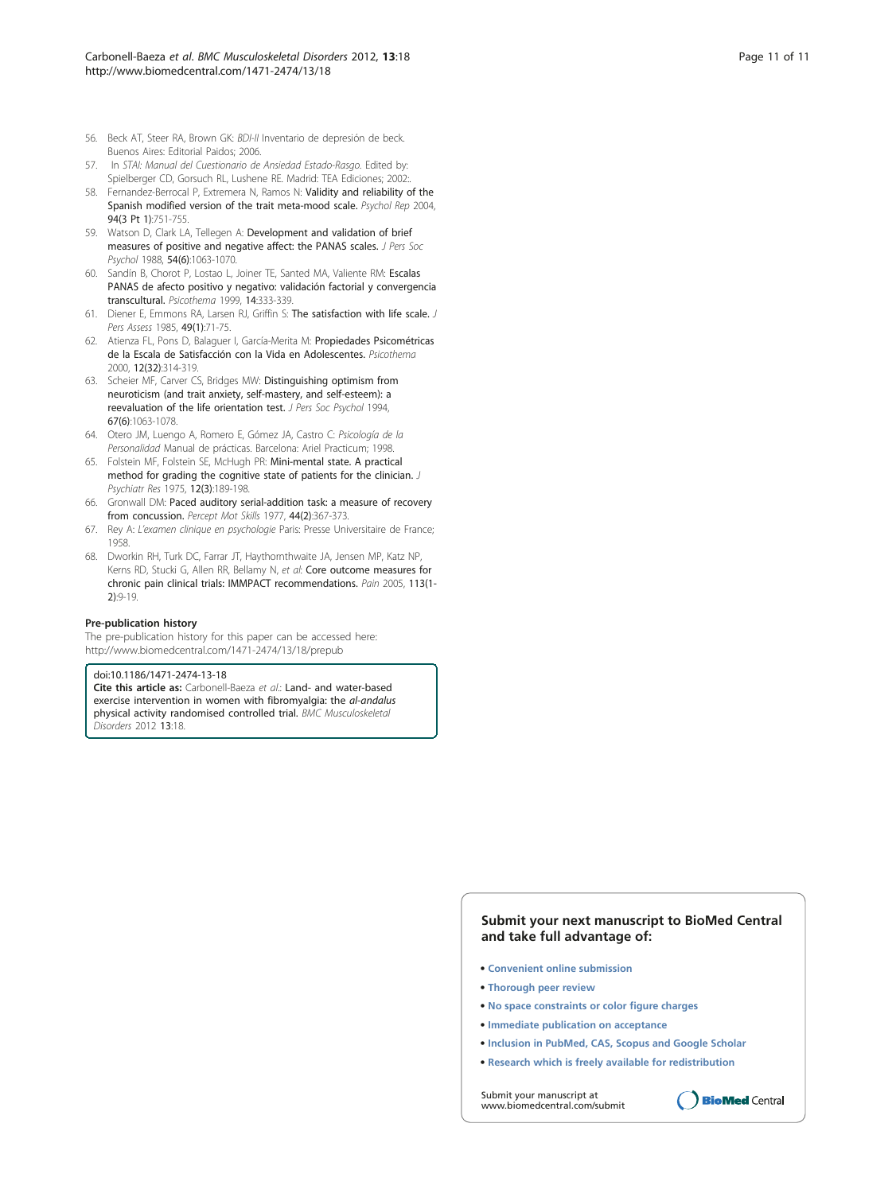56. Beck AT, Steer RA, Brown GK: *BDI-II* Inventario de depresión de beck. Buenos Aires: Editorial Paidos; 2006.
57. In *STAI: Manual del Cuestionario de Ansiedad Estado-Rasgo.* Edited by: Spielberger CD, Gorsuch RL, Lushene RE. Madrid: TEA Ediciones; 2002:.
58. Fernandez-Berrocal P, Extremera N, Ramos N: **Validity and reliability of the Spanish modified version of the trait meta-mood scale.** *Psychol Rep* 2004, **94(3 Pt 1)**:751-755.
59. Watson D, Clark LA, Tellegen A: **Development and validation of brief measures of positive and negative affect: the PANAS scales.** *J Pers Soc Psychol* 1988, **54(6)**:1063-1070.
60. Sandín B, Chorot P, Lostao L, Joiner TE, Santed MA, Valiente RM: **Escalas PANAS de afecto positivo y negativo: validación factorial y convergencia transcultural.** *Psicothema* 1999, **14**:333-339.
61. Diener E, Emmons RA, Larsen RJ, Griffin S: **The satisfaction with life scale.** *J Pers Assess* 1985, **49(1)**:71-75.
62. Atienza FL, Pons D, Balaguer I, García-Merita M: **Propiedades Psicométricas de la Escala de Satisfacción con la Vida en Adolescentes.** *Psicothema* 2000, **12(32)**:314-319.
63. Scheier MF, Carver CS, Bridges MW: **Distinguishing optimism from neuroticism (and trait anxiety, self-mastery, and self-esteem): a reevaluation of the life orientation test.** *J Pers Soc Psychol* 1994, **67(6)**:1063-1078.
64. Otero JM, Luengo A, Romero E, Gómez JA, Castro C: *Psicología de la Personalidad* Manual de prácticas. Barcelona: Ariel Practicum; 1998.
65. Folstein MF, Folstein SE, McHugh PR: **Mini-mental state. A practical method for grading the cognitive state of patients for the clinician.** *J Psychiatr Res* 1975, **12(3)**:189-198.
66. Gronwall DM: **Paced auditory serial-addition task: a measure of recovery from concussion.** *Percept Mot Skills* 1977, **44(2)**:367-373.
67. Rey A: *L'examen clinique en psychologie* Paris: Presse Universitaire de France; 1958.
68. Dworkin RH, Turk DC, Farrar JT, Haythornthwaite JA, Jensen MP, Katz NP, Kerns RD, Stucki G, Allen RR, Bellamy N, *et al*: **Core outcome measures for chronic pain clinical trials: IMMPACT recommendations.** *Pain* 2005, **113(1-2)**:9-19.

### Pre-publication history

The pre-publication history for this paper can be accessed here:
http://www.biomedcentral.com/1471-2474/13/18/prepub

doi:10.1186/1471-2474-13-18

**Cite this article as:** Carbonell-Baeza *et al.*: Land- and water-based exercise intervention in women with fibromyalgia: the *al-andalus* physical activity randomised controlled trial. *BMC Musculoskeletal Disorders* 2012 **13**:18.

**Submit your next manuscript to BioMed Central and take full advantage of:**

- Convenient online submission
- Thorough peer review
- No space constraints or color figure charges
- Immediate publication on acceptance
- Inclusion in PubMed, CAS, Scopus and Google Scholar
- Research which is freely available for redistribution

Submit your manuscript at
www.biomedcentral.com/submit

BioMed Central